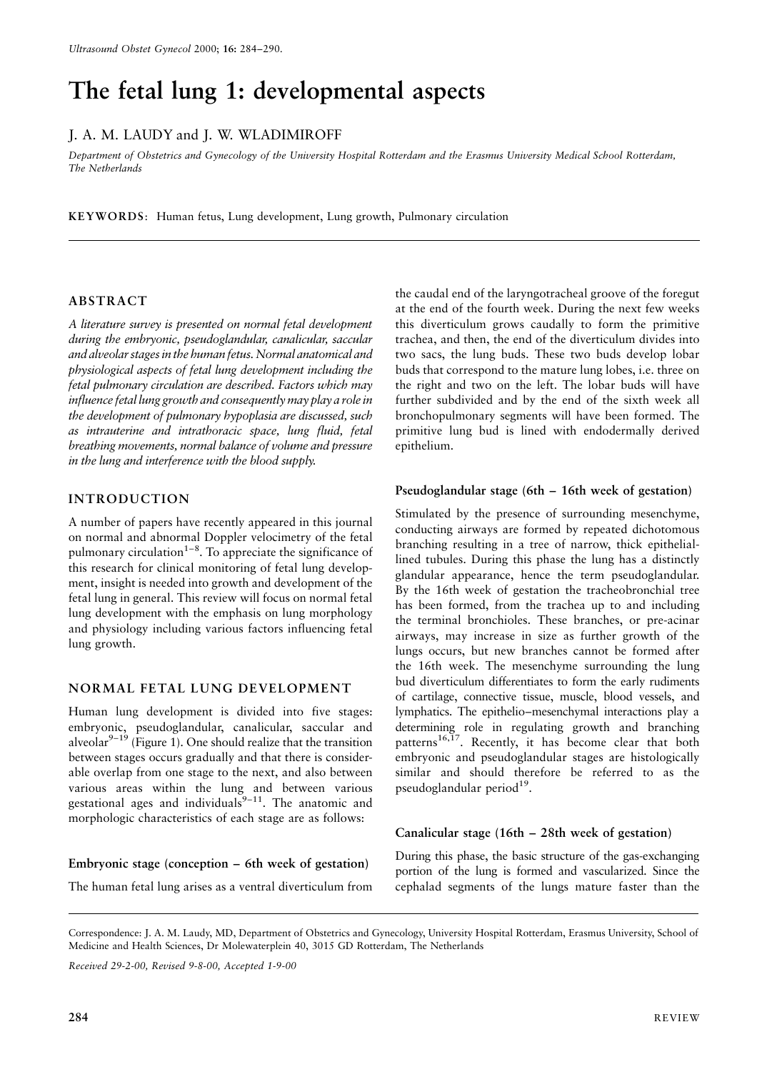# The fetal lung 1: developmental aspects

J. A. M. LAUDY and J. W. WLADIMIROFF

*Department of Obstetrics and Gynecology of the University Hospital Rotterdam and the Erasmus University Medical School Rotterdam, The Netherlands*

**KEYWORDS**: Human fetus, Lung development, Lung growth, Pulmonary circulation

## ABSTRACT

*A literature survey is presented on normal fetal development during the embryonic, pseudoglandular, canalicular, saccular and alveolar stages in the human fetus. Normal anatomical and physiological aspects of fetal lung development including the fetal pulmonary circulation are described. Factors which may influence fetal lung growth and consequently may play a role in the development of pulmonary hypoplasia are discussed, such as intrauterine and intrathoracic space, lung fluid, fetal breathing movements, normal balance of volume and pressure in the lung and interference with the blood supply.*

## INTRODUCTION

A number of papers have recently appeared in this journal on normal and abnormal Doppler velocimetry of the fetal pulmonary circulation[1–8]. To appreciate the significance of this research for clinical monitoring of fetal lung development, insight is needed into growth and development of the fetal lung in general. This review will focus on normal fetal lung development with the emphasis on lung morphology and physiology including various factors influencing fetal lung growth.

## NORMAL FETAL LUNG DEVELOPMENT

Human lung development is divided into five stages: embryonic, pseudoglandular, canalicular, saccular and alveolar[9–19] (Figure 1). One should realize that the transition between stages occurs gradually and that there is considerable overlap from one stage to the next, and also between various areas within the lung and between various gestational ages and individuals[9–11]. The anatomic and morphologic characteristics of each stage are as follows:

### Embryonic stage (conception – 6th week of gestation)

The human fetal lung arises as a ventral diverticulum from the caudal end of the laryngotracheal groove of the foregut at the end of the fourth week. During the next few weeks this diverticulum grows caudally to form the primitive trachea, and then, the end of the diverticulum divides into two sacs, the lung buds. These two buds develop lobar buds that correspond to the mature lung lobes, i.e. three on the right and two on the left. The lobar buds will have further subdivided and by the end of the sixth week all bronchopulmonary segments will have been formed. The primitive lung bud is lined with endodermally derived epithelium.

### Pseudoglandular stage (6th – 16th week of gestation)

Stimulated by the presence of surrounding mesenchyme, conducting airways are formed by repeated dichotomous branching resulting in a tree of narrow, thick epithelial-lined tubules. During this phase the lung has a distinctly glandular appearance, hence the term pseudoglandular. By the 16th week of gestation the tracheobronchial tree has been formed, from the trachea up to and including the terminal bronchioles. These branches, or pre-acinar airways, may increase in size as further growth of the lungs occurs, but new branches cannot be formed after the 16th week. The mesenchyme surrounding the lung bud diverticulum differentiates to form the early rudiments of cartilage, connective tissue, muscle, blood vessels, and lymphatics. The epithelio–mesenchymal interactions play a determining role in regulating growth and branching patterns[16,17]. Recently, it has become clear that both embryonic and pseudoglandular stages are histologically similar and should therefore be referred to as the pseudoglandular period[19].

### Canalicular stage (16th – 28th week of gestation)

During this phase, the basic structure of the gas-exchanging portion of the lung is formed and vascularized. Since the cephalad segments of the lungs mature faster than the

Correspondence: J. A. M. Laudy, MD, Department of Obstetrics and Gynecology, University Hospital Rotterdam, Erasmus University, School of Medicine and Health Sciences, Dr Molewaterplein 40, 3015 GD Rotterdam, The Netherlands

*Received 29-2-00, Revised 9-8-00, Accepted 1-9-00*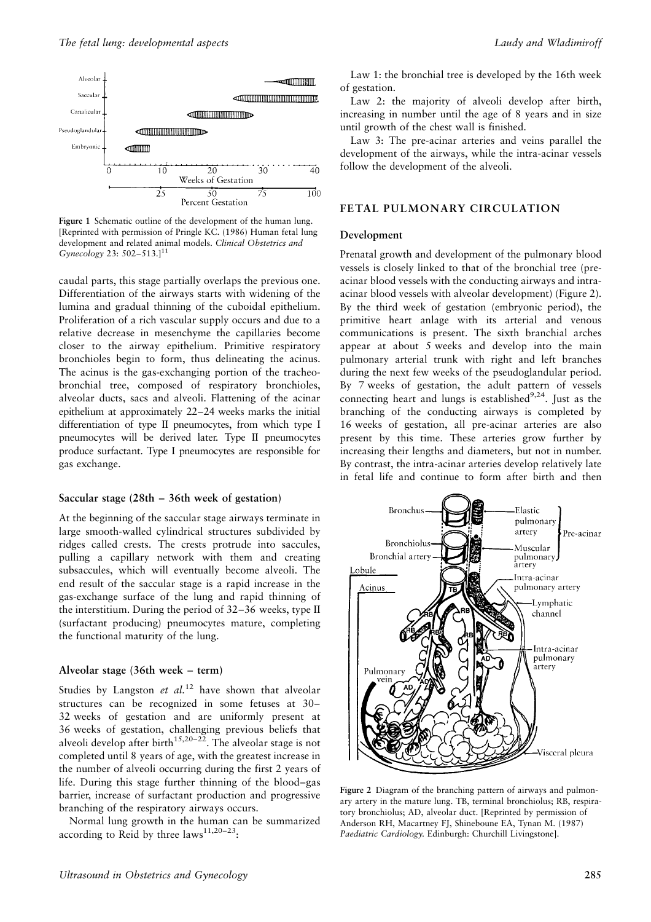Figure 1 Schematic outline of the development of the human lung. [Reprinted with permission of Pringle KC. (1986) Human fetal lung development and related animal models. *Clinical Obstetrics and Gynecology* 23: 502–513.][11]

caudal parts, this stage partially overlaps the previous one. Differentiation of the airways starts with widening of the lumina and gradual thinning of the cuboidal epithelium. Proliferation of a rich vascular supply occurs and due to a relative decrease in mesenchyme the capillaries become closer to the airway epithelium. Primitive respiratory bronchioles begin to form, thus delineating the acinus. The acinus is the gas-exchanging portion of the tracheobronchial tree, composed of respiratory bronchioles, alveolar ducts, sacs and alveoli. Flattening of the acinar epithelium at approximately 22–24 weeks marks the initial differentiation of type II pneumocytes, from which type I pneumocytes will be derived later. Type II pneumocytes produce surfactant. Type I pneumocytes are responsible for gas exchange.

### Saccular stage (28th – 36th week of gestation)

At the beginning of the saccular stage airways terminate in large smooth-walled cylindrical structures subdivided by ridges called crests. The crests protrude into saccules, pulling a capillary network with them and creating subsaccules, which will eventually become alveoli. The end result of the saccular stage is a rapid increase in the gas-exchange surface of the lung and rapid thinning of the interstitium. During the period of 32–36 weeks, type II (surfactant producing) pneumocytes mature, completing the functional maturity of the lung.

### Alveolar stage (36th week – term)

Studies by Langston *et al.*[12] have shown that alveolar structures can be recognized in some fetuses at 30–32 weeks of gestation and are uniformly present at 36 weeks of gestation, challenging previous beliefs that alveoli develop after birth[15,20–22]. The alveolar stage is not completed until 8 years of age, with the greatest increase in the number of alveoli occurring during the first 2 years of life. During this stage further thinning of the blood–gas barrier, increase of surfactant production and progressive branching of the respiratory airways occurs.

Normal lung growth in the human can be summarized according to Reid by three laws[11,20–23]:

Law 1: the bronchial tree is developed by the 16th week of gestation.

Law 2: the majority of alveoli develop after birth, increasing in number until the age of 8 years and in size until growth of the chest wall is finished.

Law 3: The pre-acinar arteries and veins parallel the development of the airways, while the intra-acinar vessels follow the development of the alveoli.

## FETAL PULMONARY CIRCULATION

### Development

Prenatal growth and development of the pulmonary blood vessels is closely linked to that of the bronchial tree (pre-acinar blood vessels with the conducting airways and intra-acinar blood vessels with alveolar development) (Figure 2). By the third week of gestation (embryonic period), the primitive heart anlage with its arterial and venous communications is present. The sixth branchial arches appear at about 5 weeks and develop into the main pulmonary arterial trunk with right and left branches during the next few weeks of the pseudoglandular period. By 7 weeks of gestation, the adult pattern of vessels connecting heart and lungs is established[9,24]. Just as the branching of the conducting airways is completed by 16 weeks of gestation, all pre-acinar arteries are also present by this time. These arteries grow further by increasing their lengths and diameters, but not in number. By contrast, the intra-acinar arteries develop relatively late in fetal life and continue to form after birth and then

Figure 2 Diagram of the branching pattern of airways and pulmonary artery in the mature lung. TB, terminal bronchiolus; RB, respiratory bronchiolus; AD, alveolar duct. [Reprinted by permission of Anderson RH, Macartney FJ, Shineboune EA, Tynan M. (1987) *Paediatric Cardiology*. Edinburgh: Churchill Livingstone].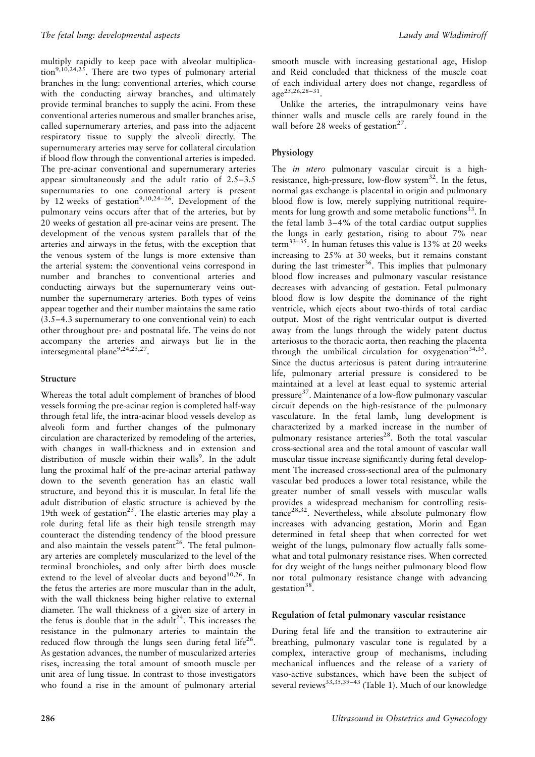multiply rapidly to keep pace with alveolar multiplication[9,10,24,25]. There are two types of pulmonary arterial branches in the lung: conventional arteries, which course with the conducting airway branches, and ultimately provide terminal branches to supply the acini. From these conventional arteries numerous and smaller branches arise, called supernumerary arteries, and pass into the adjacent respiratory tissue to supply the alveoli directly. The supernumerary arteries may serve for collateral circulation if blood flow through the conventional arteries is impeded. The pre-acinar conventional and supernumerary arteries appear simultaneously and the adult ratio of 2.5–3.5 supernumaries to one conventional artery is present by 12 weeks of gestation[9,10,24–26]. Development of the pulmonary veins occurs after that of the arteries, but by 20 weeks of gestation all pre-acinar veins are present. The development of the venous system parallels that of the arteries and airways in the fetus, with the exception that the venous system of the lungs is more extensive than the arterial system: the conventional veins correspond in number and branches to conventional arteries and conducting airways but the supernumerary veins outnumber the supernumerary arteries. Both types of veins appear together and their number maintains the same ratio (3.5–4.3 supernumerary to one conventional vein) to each other throughout pre- and postnatal life. The veins do not accompany the arteries and airways but lie in the intersegmental plane[9,24,25,27].

### Structure

Whereas the total adult complement of branches of blood vessels forming the pre-acinar region is completed half-way through fetal life, the intra-acinar blood vessels develop as alveoli form and further changes of the pulmonary circulation are characterized by remodeling of the arteries, with changes in wall-thickness and in extension and distribution of muscle within their walls[9]. In the adult lung the proximal half of the pre-acinar arterial pathway down to the seventh generation has an elastic wall structure, and beyond this it is muscular. In fetal life the adult distribution of elastic structure is achieved by the 19th week of gestation[25]. The elastic arteries may play a role during fetal life as their high tensile strength may counteract the distending tendency of the blood pressure and also maintain the vessels patent[26]. The fetal pulmonary arteries are completely muscularized to the level of the terminal bronchioles, and only after birth does muscle extend to the level of alveolar ducts and beyond[10,26]. In the fetus the arteries are more muscular than in the adult, with the wall thickness being higher relative to external diameter. The wall thickness of a given size of artery in the fetus is double that in the adult[24]. This increases the resistance in the pulmonary arteries to maintain the reduced flow through the lungs seen during fetal life[26]. As gestation advances, the number of muscularized arteries rises, increasing the total amount of smooth muscle per unit area of lung tissue. In contrast to those investigators who found a rise in the amount of pulmonary arterial smooth muscle with increasing gestational age, Hislop and Reid concluded that thickness of the muscle coat of each individual artery does not change, regardless of age[25,26,28–31].

Unlike the arteries, the intrapulmonary veins have thinner walls and muscle cells are rarely found in the wall before 28 weeks of gestation[27].

### Physiology

The *in utero* pulmonary vascular circuit is a high-resistance, high-pressure, low-flow system[32]. In the fetus, normal gas exchange is placental in origin and pulmonary blood flow is low, merely supplying nutritional requirements for lung growth and some metabolic functions[33]. In the fetal lamb 3–4% of the total cardiac output supplies the lungs in early gestation, rising to about 7% near term[33–35]. In human fetuses this value is 13% at 20 weeks increasing to 25% at 30 weeks, but it remains constant during the last trimester[36]. This implies that pulmonary blood flow increases and pulmonary vascular resistance decreases with advancing of gestation. Fetal pulmonary blood flow is low despite the dominance of the right ventricle, which ejects about two-thirds of total cardiac output. Most of the right ventricular output is diverted away from the lungs through the widely patent ductus arteriosus to the thoracic aorta, then reaching the placenta through the umbilical circulation for oxygenation[34,35]. Since the ductus arteriosus is patent during intrauterine life, pulmonary arterial pressure is considered to be maintained at a level at least equal to systemic arterial pressure[37]. Maintenance of a low-flow pulmonary vascular circuit depends on the high-resistance of the pulmonary vasculature. In the fetal lamb, lung development is characterized by a marked increase in the number of pulmonary resistance arteries[28]. Both the total vascular cross-sectional area and the total amount of vascular wall muscular tissue increase significantly during fetal development The increased cross-sectional area of the pulmonary vascular bed produces a lower total resistance, while the greater number of small vessels with muscular walls provides a widespread mechanism for controlling resistance[28,32]. Nevertheless, while absolute pulmonary flow increases with advancing gestation, Morin and Egan determined in fetal sheep that when corrected for wet weight of the lungs, pulmonary flow actually falls somewhat and total pulmonary resistance rises. When corrected for dry weight of the lungs neither pulmonary blood flow nor total pulmonary resistance change with advancing gestation[38].

### Regulation of fetal pulmonary vascular resistance

During fetal life and the transition to extrauterine air breathing, pulmonary vascular tone is regulated by a complex, interactive group of mechanisms, including mechanical influences and the release of a variety of vaso-active substances, which have been the subject of several reviews[33,35,39–43] (Table 1). Much of our knowledge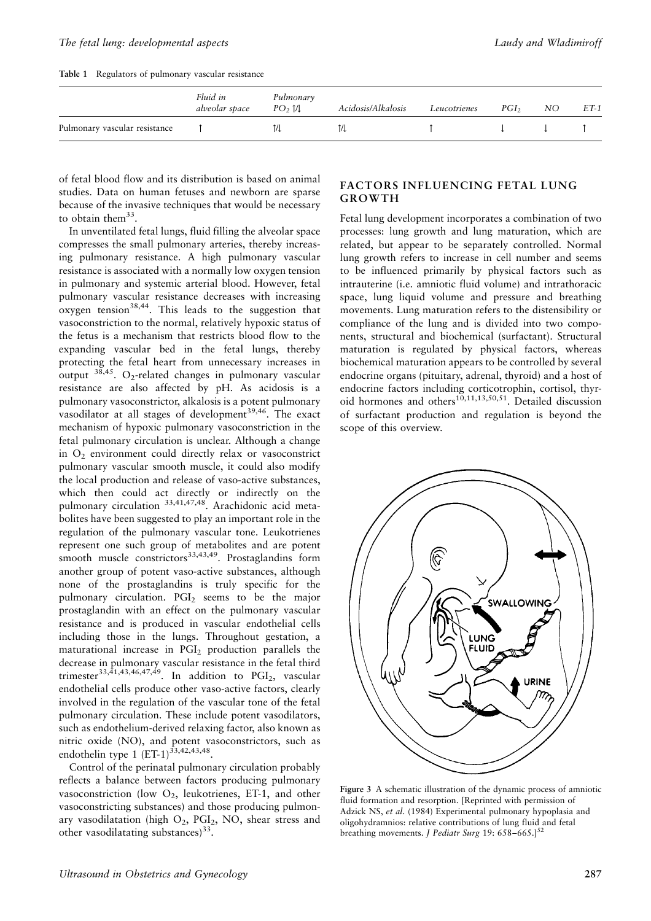**Table 1** Regulators of pulmonary vascular resistance

| | *Fluid in alveolar space* | *Pulmonary $PO_2$ ↑/↓* | *Acidosis/Alkalosis* | *Leucotrienes* | *$PGI_2$* | *NO* | *ET-1* |
|---|---|---|---|---|---|---|---|
| Pulmonary vascular resistance | ↑ | ↑/↓ | ↑/↓ | ↑ | ↓ | ↓ | ↑ |

of fetal blood flow and its distribution is based on animal studies. Data on human fetuses and newborn are sparse because of the invasive techniques that would be necessary to obtain them[33].

In unventilated fetal lungs, fluid filling the alveolar space compresses the small pulmonary arteries, thereby increasing pulmonary resistance. A high pulmonary vascular resistance is associated with a normally low oxygen tension in pulmonary and systemic arterial blood. However, fetal pulmonary vascular resistance decreases with increasing oxygen tension[38,44]. This leads to the suggestion that vasoconstriction to the normal, relatively hypoxic status of the fetus is a mechanism that restricts blood flow to the expanding vascular bed in the fetal lungs, thereby protecting the fetal heart from unnecessary increases in output [38,45]. $O_2$-related changes in pulmonary vascular resistance are also affected by pH. As acidosis is a pulmonary vasoconstrictor, alkalosis is a potent pulmonary vasodilator at all stages of development[39,46]. The exact mechanism of hypoxic pulmonary vasoconstriction in the fetal pulmonary circulation is unclear. Although a change in $O_2$ environment could directly relax or vasoconstrict pulmonary vascular smooth muscle, it could also modify the local production and release of vaso-active substances, which then could act directly or indirectly on the pulmonary circulation [33,41,47,48]. Arachidonic acid metabolites have been suggested to play an important role in the regulation of the pulmonary vascular tone. Leukotrienes represent one such group of metabolites and are potent smooth muscle constrictors[33,43,49]. Prostaglandins form another group of potent vaso-active substances, although none of the prostaglandins is truly specific for the pulmonary circulation. $PGI_2$ seems to be the major prostaglandin with an effect on the pulmonary vascular resistance and is produced in vascular endothelial cells including those in the lungs. Throughout gestation, a maturational increase in $PGI_2$ production parallels the decrease in pulmonary vascular resistance in the fetal third trimester[33,41,43,46,47,49]. In addition to $PGI_2$, vascular endothelial cells produce other vaso-active factors, clearly involved in the regulation of the vascular tone of the fetal pulmonary circulation. These include potent vasodilators, such as endothelium-derived relaxing factor, also known as nitric oxide (NO), and potent vasoconstrictors, such as endothelin type 1 (ET-1)[33,42,43,48].

Control of the perinatal pulmonary circulation probably reflects a balance between factors producing pulmonary vasoconstriction (low $O_2$, leukotrienes, ET-1, and other vasoconstricting substances) and those producing pulmonary vasodilatation (high $O_2$, $PGI_2$, NO, shear stress and other vasodilatating substances)[33].

## FACTORS INFLUENCING FETAL LUNG GROWTH

Fetal lung development incorporates a combination of two processes: lung growth and lung maturation, which are related, but appear to be separately controlled. Normal lung growth refers to increase in cell number and seems to be influenced primarily by physical factors such as intrauterine (i.e. amniotic fluid volume) and intrathoracic space, lung liquid volume and pressure and breathing movements. Lung maturation refers to the distensibility or compliance of the lung and is divided into two components, structural and biochemical (surfactant). Structural maturation is regulated by physical factors, whereas biochemical maturation appears to be controlled by several endocrine organs (pituitary, adrenal, thyroid) and a host of endocrine factors including corticotrophin, cortisol, thyroid hormones and others[10,11,13,50,51]. Detailed discussion of surfactant production and regulation is beyond the scope of this overview.

**Figure 3** A schematic illustration of the dynamic process of amniotic fluid formation and resorption. [Reprinted with permission of Adzick NS, *et al.* (1984) Experimental pulmonary hypoplasia and oligohydramnios: relative contributions of lung fluid and fetal breathing movements. *J Pediatr Surg* 19: 658–665.][52]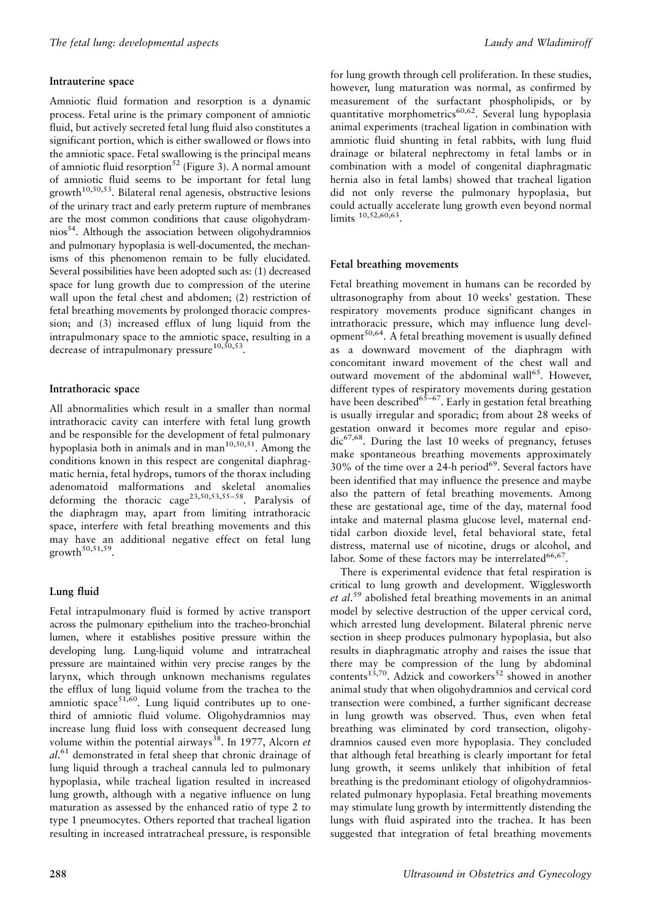## Intrauterine space

Amniotic fluid formation and resorption is a dynamic process. Fetal urine is the primary component of amniotic fluid, but actively secreted fetal lung fluid also constitutes a significant portion, which is either swallowed or flows into the amniotic space. Fetal swallowing is the principal means of amniotic fluid resorption[52] (Figure 3). A normal amount of amniotic fluid seems to be important for fetal lung growth[10,50,53]. Bilateral renal agenesis, obstructive lesions of the urinary tract and early preterm rupture of membranes are the most common conditions that cause oligohydramnios[54]. Although the association between oligohydramnios and pulmonary hypoplasia is well-documented, the mechanisms of this phenomenon remain to be fully elucidated. Several possibilities have been adopted such as: (1) decreased space for lung growth due to compression of the uterine wall upon the fetal chest and abdomen; (2) restriction of fetal breathing movements by prolonged thoracic compression; and (3) increased efflux of lung liquid from the intrapulmonary space to the amniotic space, resulting in a decrease of intrapulmonary pressure[10,50,53].

## Intrathoracic space

All abnormalities which result in a smaller than normal intrathoracic cavity can interfere with fetal lung growth and be responsible for the development of fetal pulmonary hypoplasia both in animals and in man[10,50,51]. Among the conditions known in this respect are congenital diaphragmatic hernia, fetal hydrops, tumors of the thorax including adenomatoid malformations and skeletal anomalies deforming the thoracic cage[23,50,53,55–58]. Paralysis of the diaphragm may, apart from limiting intrathoracic space, interfere with fetal breathing movements and this may have an additional negative effect on fetal lung growth[50,51,59].

## Lung fluid

Fetal intrapulmonary fluid is formed by active transport across the pulmonary epithelium into the tracheo-bronchial lumen, where it establishes positive pressure within the developing lung. Lung-liquid volume and intratracheal pressure are maintained within very precise ranges by the larynx, which through unknown mechanisms regulates the efflux of lung liquid volume from the trachea to the amniotic space[51,60]. Lung liquid contributes up to one-third of amniotic fluid volume. Oligohydramnios may increase lung fluid loss with consequent decreased lung volume within the potential airways[38]. In 1977, Alcorn *et al.*[61] demonstrated in fetal sheep that chronic drainage of lung liquid through a tracheal cannula led to pulmonary hypoplasia, while tracheal ligation resulted in increased lung growth, although with a negative influence on lung maturation as assessed by the enhanced ratio of type 2 to type 1 pneumocytes. Others reported that tracheal ligation resulting in increased intratracheal pressure, is responsible for lung growth through cell proliferation. In these studies, however, lung maturation was normal, as confirmed by measurement of the surfactant phospholipids, or by quantitative morphometrics[60,62]. Several lung hypoplasia animal experiments (tracheal ligation in combination with amniotic fluid shunting in fetal rabbits, with lung fluid drainage or bilateral nephrectomy in fetal lambs or in combination with a model of congenital diaphragmatic hernia also in fetal lambs) showed that tracheal ligation did not only reverse the pulmonary hypoplasia, but could actually accelerate lung growth even beyond normal limits [10,52,60,63].

## Fetal breathing movements

Fetal breathing movement in humans can be recorded by ultrasonography from about 10 weeks' gestation. These respiratory movements produce significant changes in intrathoracic pressure, which may influence lung development[50,64]. A fetal breathing movement is usually defined as a downward movement of the diaphragm with concomitant inward movement of the chest wall and outward movement of the abdominal wall[65]. However, different types of respiratory movements during gestation have been described[65–67]. Early in gestation fetal breathing is usually irregular and sporadic; from about 28 weeks of gestation onward it becomes more regular and episodic[67,68]. During the last 10 weeks of pregnancy, fetuses make spontaneous breathing movements approximately 30% of the time over a 24-h period[69]. Several factors have been identified that may influence the presence and maybe also the pattern of fetal breathing movements. Among these are gestational age, time of the day, maternal food intake and maternal plasma glucose level, maternal end-tidal carbon dioxide level, fetal behavioral state, fetal distress, maternal use of nicotine, drugs or alcohol, and labor. Some of these factors may be interrelated[66,67].

There is experimental evidence that fetal respiration is critical to lung growth and development. Wigglesworth *et al.*[59] abolished fetal breathing movements in an animal model by selective destruction of the upper cervical cord, which arrested lung development. Bilateral phrenic nerve section in sheep produces pulmonary hypoplasia, but also results in diaphragmatic atrophy and raises the issue that there may be compression of the lung by abdominal contents[13,70]. Adzick and coworkers[52] showed in another animal study that when oligohydramnios and cervical cord transection were combined, a further significant decrease in lung growth was observed. Thus, even when fetal breathing was eliminated by cord transection, oligohydramnios caused even more hypoplasia. They concluded that although fetal breathing is clearly important for fetal lung growth, it seems unlikely that inhibition of fetal breathing is the predominant etiology of oligohydramnios-related pulmonary hypoplasia. Fetal breathing movements may stimulate lung growth by intermittently distending the lungs with fluid aspirated into the trachea. It has been suggested that integration of fetal breathing movements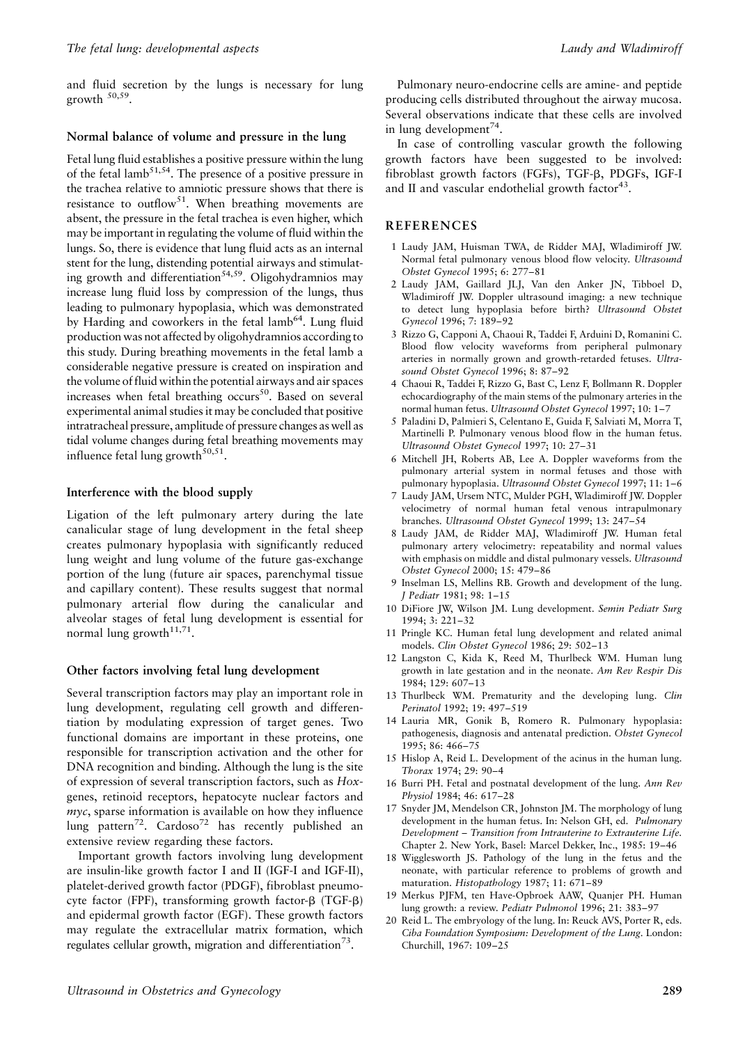and fluid secretion by the lungs is necessary for lung growth [50,59].

### Normal balance of volume and pressure in the lung

Fetal lung fluid establishes a positive pressure within the lung of the fetal lamb[51,54]. The presence of a positive pressure in the trachea relative to amniotic pressure shows that there is resistance to outflow[51]. When breathing movements are absent, the pressure in the fetal trachea is even higher, which may be important in regulating the volume of fluid within the lungs. So, there is evidence that lung fluid acts as an internal stent for the lung, distending potential airways and stimulating growth and differentiation[54,59]. Oligohydramnios may increase lung fluid loss by compression of the lungs, thus leading to pulmonary hypoplasia, which was demonstrated by Harding and coworkers in the fetal lamb[64]. Lung fluid production was not affected by oligohydramnios according to this study. During breathing movements in the fetal lamb a considerable negative pressure is created on inspiration and the volume of fluid within the potential airways and air spaces increases when fetal breathing occurs[50]. Based on several experimental animal studies it may be concluded that positive intratracheal pressure, amplitude of pressure changes as well as tidal volume changes during fetal breathing movements may influence fetal lung growth[50,51].

### Interference with the blood supply

Ligation of the left pulmonary artery during the late canalicular stage of lung development in the fetal sheep creates pulmonary hypoplasia with significantly reduced lung weight and lung volume of the future gas-exchange portion of the lung (future air spaces, parenchymal tissue and capillary content). These results suggest that normal pulmonary arterial flow during the canalicular and alveolar stages of fetal lung development is essential for normal lung growth[11,71].

### Other factors involving fetal lung development

Several transcription factors may play an important role in lung development, regulating cell growth and differentiation by modulating expression of target genes. Two functional domains are important in these proteins, one responsible for transcription activation and the other for DNA recognition and binding. Although the lung is the site of expression of several transcription factors, such as *Hox*-genes, retinoid receptors, hepatocyte nuclear factors and *myc*, sparse information is available on how they influence lung pattern[72]. Cardoso[72] has recently published an extensive review regarding these factors.

Important growth factors involving lung development are insulin-like growth factor I and II (IGF-I and IGF-II), platelet-derived growth factor (PDGF), fibroblast pneumocyte factor (FPF), transforming growth factor-β (TGF-β) and epidermal growth factor (EGF). These growth factors may regulate the extracellular matrix formation, which regulates cellular growth, migration and differentiation[73].

Pulmonary neuro-endocrine cells are amine- and peptide producing cells distributed throughout the airway mucosa. Several observations indicate that these cells are involved in lung development[74].

In case of controlling vascular growth the following growth factors have been suggested to be involved: fibroblast growth factors (FGFs), TGF-β, PDGFs, IGF-I and II and vascular endothelial growth factor[43].

## REFERENCES

1. Laudy JAM, Huisman TWA, de Ridder MAJ, Wladimiroff JW. Normal fetal pulmonary venous blood flow velocity. *Ultrasound Obstet Gynecol* 1995; 6: 277–81
2. Laudy JAM, Gaillard JLJ, Van den Anker JN, Tibboel D, Wladimiroff JW. Doppler ultrasound imaging: a new technique to detect lung hypoplasia before birth? *Ultrasound Obstet Gynecol* 1996; 7: 189–92
3. Rizzo G, Capponi A, Chaoui R, Taddei F, Arduini D, Romanini C. Blood flow velocity waveforms from peripheral pulmonary arteries in normally grown and growth-retarded fetuses. *Ultrasound Obstet Gynecol* 1996; 8: 87–92
4. Chaoui R, Taddei F, Rizzo G, Bast C, Lenz F, Bollmann R. Doppler echocardiography of the main stems of the pulmonary arteries in the normal human fetus. *Ultrasound Obstet Gynecol* 1997; 10: 1–7
5. Paladini D, Palmieri S, Celentano E, Guida F, Salviati M, Morra T, Martinelli P. Pulmonary venous blood flow in the human fetus. *Ultrasound Obstet Gynecol* 1997; 10: 27–31
6. Mitchell JH, Roberts AB, Lee A. Doppler waveforms from the pulmonary arterial system in normal fetuses and those with pulmonary hypoplasia. *Ultrasound Obstet Gynecol* 1997; 11: 1–6
7. Laudy JAM, Ursem NTC, Mulder PGH, Wladimiroff JW. Doppler velocimetry of normal human fetal venous intrapulmonary branches. *Ultrasound Obstet Gynecol* 1999; 13: 247–54
8. Laudy JAM, de Ridder MAJ, Wladimiroff JW. Human fetal pulmonary artery velocimetry: repeatability and normal values with emphasis on middle and distal pulmonary vessels. *Ultrasound Obstet Gynecol* 2000; 15: 479–86
9. Inselman LS, Mellins RB. Growth and development of the lung. *J Pediatr* 1981; 98: 1–15
10. DiFiore JW, Wilson JM. Lung development. *Semin Pediatr Surg* 1994; 3: 221–32
11. Pringle KC. Human fetal lung development and related animal models. *Clin Obstet Gynecol* 1986; 29: 502–13
12. Langston C, Kida K, Reed M, Thurlbeck WM. Human lung growth in late gestation and in the neonate. *Am Rev Respir Dis* 1984; 129: 607–13
13. Thurlbeck WM. Prematurity and the developing lung. *Clin Perinatol* 1992; 19: 497–519
14. Lauria MR, Gonik B, Romero R. Pulmonary hypoplasia: pathogenesis, diagnosis and antenatal prediction. *Obstet Gynecol* 1995; 86: 466–75
15. Hislop A, Reid L. Development of the acinus in the human lung. *Thorax* 1974; 29: 90–4
16. Burri PH. Fetal and postnatal development of the lung. *Ann Rev Physiol* 1984; 46: 617–28
17. Snyder JM, Mendelson CR, Johnston JM. The morphology of lung development in the human fetus. In: Nelson GH, ed. *Pulmonary Development – Transition from Intrauterine to Extrauterine Life*. Chapter 2. New York, Basel: Marcel Dekker, Inc., 1985: 19–46
18. Wigglesworth JS. Pathology of the lung in the fetus and the neonate, with particular reference to problems of growth and maturation. *Histopathology* 1987; 11: 671–89
19. Merkus PJFM, ten Have-Opbroek AAW, Quanjer PH. Human lung growth: a review. *Pediatr Pulmonol* 1996; 21: 383–97
20. Reid L. The embryology of the lung. In: Reuck AVS, Porter R, eds. *Ciba Foundation Symposium: Development of the Lung*. London: Churchill, 1967: 109–25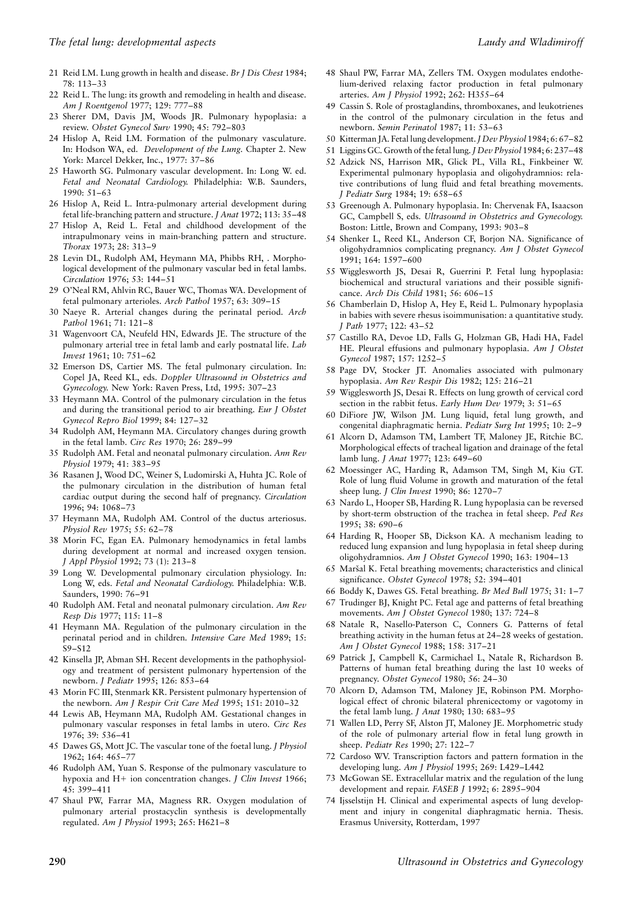21 Reid LM. Lung growth in health and disease. *Br J Dis Chest* 1984; 78: 113–33

22 Reid L. The lung: its growth and remodeling in health and disease. *Am J Roentgenol* 1977; 129: 777–88

23 Sherer DM, Davis JM, Woods JR. Pulmonary hypoplasia: a review. *Obstet Gynecol Surv* 1990; 45: 792–803

24 Hislop A, Reid LM. Formation of the pulmonary vasculature. In: Hodson WA, ed. *Development of the Lung.* Chapter 2. New York: Marcel Dekker, Inc., 1977: 37–86

25 Haworth SG. Pulmonary vascular development. In: Long W. ed. *Fetal and Neonatal Cardiology.* Philadelphia: W.B. Saunders, 1990: 51–63

26 Hislop A, Reid L. Intra-pulmonary arterial development during fetal life-branching pattern and structure. *J Anat* 1972; 113: 35–48

27 Hislop A, Reid L. Fetal and childhood development of the intrapulmonary veins in main-branching pattern and structure. *Thorax* 1973; 28: 313–9

28 Levin DL, Rudolph AM, Heymann MA, Phibbs RH, . Morphological development of the pulmonary vascular bed in fetal lambs. *Circulation* 1976; 53: 144–51

29 O'Neal RM, Ahlvin RC, Bauer WC, Thomas WA. Development of fetal pulmonary arterioles. *Arch Pathol* 1957; 63: 309–15

30 Naeye R. Arterial changes during the perinatal period. *Arch Pathol* 1961; 71: 121–8

31 Wagenvoort CA, Neufeld HN, Edwards JE. The structure of the pulmonary arterial tree in fetal lamb and early postnatal life. *Lab Invest* 1961; 10: 751–62

32 Emerson DS, Cartier MS. The fetal pulmonary circulation. In: Copel JA, Reed KL, eds. *Doppler Ultrasound in Obstetrics and Gynecology.* New York: Raven Press, Ltd, 1995: 307–23

33 Heymann MA. Control of the pulmonary circulation in the fetus and during the transitional period to air breathing. *Eur J Obstet Gynecol Repro Biol* 1999; 84: 127–32

34 Rudolph AM, Heymann MA. Circulatory changes during growth in the fetal lamb. *Circ Res* 1970; 26: 289–99

35 Rudolph AM. Fetal and neonatal pulmonary circulation. *Ann Rev Physiol* 1979; 41: 383–95

36 Rasanen J, Wood DC, Weiner S, Ludomirski A, Huhta JC. Role of the pulmonary circulation in the distribution of human fetal cardiac output during the second half of pregnancy. *Circulation* 1996; 94: 1068–73

37 Heymann MA, Rudolph AM. Control of the ductus arteriosus. *Physiol Rev* 1975; 55: 62–78

38 Morin FC, Egan EA. Pulmonary hemodynamics in fetal lambs during development at normal and increased oxygen tension. *J Appl Physiol* 1992; 73 (1): 213–8

39 Long W. Developmental pulmonary circulation physiology. In: Long W, eds. *Fetal and Neonatal Cardiology.* Philadelphia: W.B. Saunders, 1990: 76–91

40 Rudolph AM. Fetal and neonatal pulmonary circulation. *Am Rev Resp Dis* 1977; 115: 11–8

41 Heymann MA. Regulation of the pulmonary circulation in the perinatal period and in children. *Intensive Care Med* 1989; 15: S9–S12

42 Kinsella JP, Abman SH. Recent developments in the pathophysiology and treatment of persistent pulmonary hypertension of the newborn. *J Pediatr* 1995; 126: 853–64

43 Morin FC III, Stenmark KR. Persistent pulmonary hypertension of the newborn. *Am J Respir Crit Care Med* 1995; 151: 2010–32

44 Lewis AB, Heymann MA, Rudolph AM. Gestational changes in pulmonary vascular responses in fetal lambs in utero. *Circ Res* 1976; 39: 536–41

45 Dawes GS, Mott JC. The vascular tone of the foetal lung. *J Physiol* 1962; 164: 465–77

46 Rudolph AM, Yuan S. Response of the pulmonary vasculature to hypoxia and H+ ion concentration changes. *J Clin Invest* 1966; 45: 399–411

47 Shaul PW, Farrar MA, Magness RR. Oxygen modulation of pulmonary arterial prostacyclin synthesis is developmentally regulated. *Am J Physiol* 1993; 265: H621–8

48 Shaul PW, Farrar MA, Zellers TM. Oxygen modulates endothelium-derived relaxing factor production in fetal pulmonary arteries. *Am J Physiol* 1992; 262: H355–64

49 Cassin S. Role of prostaglandins, thromboxanes, and leukotrienes in the control of the pulmonary circulation in the fetus and newborn. *Semin Perinatol* 1987; 11: 53–63

50 Kitterman JA. Fetal lung development. *J Dev Physiol* 1984; 6: 67–82

51 Liggins GC. Growth of the fetal lung. *J Dev Physiol* 1984; 6: 237–48

52 Adzick NS, Harrison MR, Glick PL, Villa RL, Finkbeiner W. Experimental pulmonary hypoplasia and oligohydramnios: relative contributions of lung fluid and fetal breathing movements. *J Pediatr Surg* 1984; 19: 658–65

53 Greenough A. Pulmonary hypoplasia. In: Chervenak FA, Isaacson GC, Campbell S, eds. *Ultrasound in Obstetrics and Gynecology.* Boston: Little, Brown and Company, 1993: 903–8

54 Shenker L, Reed KL, Anderson CF, Borjon NA. Significance of oligohydramnios complicating pregnancy. *Am J Obstet Gynecol* 1991; 164: 1597–600

55 Wigglesworth JS, Desai R, Guerrini P. Fetal lung hypoplasia: biochemical and structural variations and their possible significance. *Arch Dis Child* 1981; 56: 606–15

56 Chamberlain D, Hislop A, Hey E, Reid L. Pulmonary hypoplasia in babies with severe rhesus isoimmunisation: a quantitative study. *J Path* 1977; 122: 43–52

57 Castillo RA, Devoe LD, Falls G, Holzman GB, Hadi HA, Fadel HE. Pleural effusions and pulmonary hypoplasia. *Am J Obstet Gynecol* 1987; 157: 1252–5

58 Page DV, Stocker JT. Anomalies associated with pulmonary hypoplasia. *Am Rev Respir Dis* 1982; 125: 216–21

59 Wigglesworth JS, Desai R. Effects on lung growth of cervical cord section in the rabbit fetus. *Early Hum Dev* 1979; 3: 51–65

60 DiFiore JW, Wilson JM. Lung liquid, fetal lung growth, and congenital diaphragmatic hernia. *Pediatr Surg Int* 1995; 10: 2–9

61 Alcorn D, Adamson TM, Lambert TF, Maloney JE, Ritchie BC. Morphological effects of tracheal ligation and drainage of the fetal lamb lung. *J Anat* 1977; 123: 649–60

62 Moessinger AC, Harding R, Adamson TM, Singh M, Kiu GT. Role of lung fluid Volume in growth and maturation of the fetal sheep lung. *J Clin Invest* 1990; 86: 1270–7

63 Nardo L, Hooper SB, Harding R. Lung hypoplasia can be reversed by short-term obstruction of the trachea in fetal sheep. *Ped Res* 1995; 38: 690–6

64 Harding R, Hooper SB, Dickson KA. A mechanism leading to reduced lung expansion and lung hypoplasia in fetal sheep during oligohydramnios. *Am J Obstet Gynecol* 1990; 163: 1904–13

65 Maršal K. Fetal breathing movements; characteristics and clinical significance. *Obstet Gynecol* 1978; 52: 394–401

66 Boddy K, Dawes GS. Fetal breathing. *Br Med Bull* 1975; 31: 1–7

67 Trudinger BJ, Knight PC. Fetal age and patterns of fetal breathing movements. *Am J Obstet Gynecol* 1980; 137: 724–8

68 Natale R, Nasello-Paterson C, Conners G. Patterns of fetal breathing activity in the human fetus at 24–28 weeks of gestation. *Am J Obstet Gynecol* 1988; 158: 317–21

69 Patrick J, Campbell K, Carmichael L, Natale R, Richardson B. Patterns of human fetal breathing during the last 10 weeks of pregnancy. *Obstet Gynecol* 1980; 56: 24–30

70 Alcorn D, Adamson TM, Maloney JE, Robinson PM. Morphological effect of chronic bilateral phrenicectomy or vagotomy in the fetal lamb lung. *J Anat* 1980; 130: 683–95

71 Wallen LD, Perry SF, Alston JT, Maloney JE. Morphometric study of the role of pulmonary arterial flow in fetal lung growth in sheep. *Pediatr Res* 1990; 27: 122–7

72 Cardoso WV. Transcription factors and pattern formation in the developing lung. *Am J Physiol* 1995; 269: L429–L442

73 McGowan SE. Extracellular matrix and the regulation of the lung development and repair. *FASEB J* 1992; 6: 2895–904

74 Ijsselstijn H. Clinical and experimental aspects of lung development and injury in congenital diaphragmatic hernia. Thesis. Erasmus University, Rotterdam, 1997